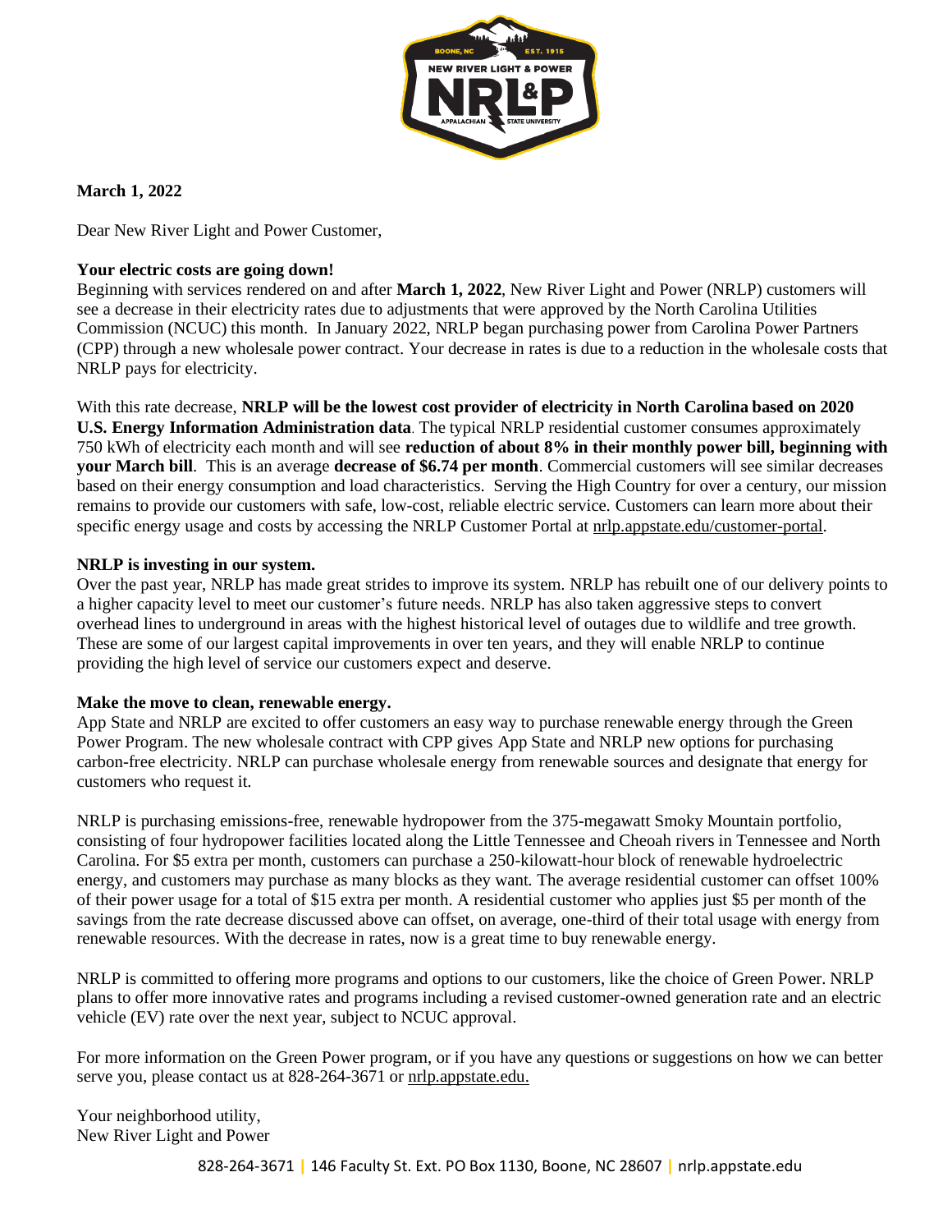**March 1, 2022**

Dear New River Light and Power Customer,

**Your electric costs are going down!**

Beginning with services rendered on and after **March 1, 2022**, New River Light and Power (NRLP) customers will see a decrease in their electricity rates due to adjustments that were approved by the North Carolina Utilities Commission (NCUC) this month. In January 2022, NRLP began purchasing power from Carolina Power Partners (CPP) through a new wholesale power contract. Your decrease in rates is due to a reduction in the wholesale costs that NRLP pays for electricity.

With this rate decrease, **NRLP will be the lowest cost provider of electricity in North Carolina based on 2020 U.S. Energy Information Administration data**. The typical NRLP residential customer consumes approximately 750 kWh of electricity each month and will see **reduction of about 8% in their monthly power bill, beginning with your March bill**. This is an average **decrease of $6.74 per month**. Commercial customers will see similar decreases based on their energy consumption and load characteristics. Serving the High Country for over a century, our mission remains to provide our customers with safe, low-cost, reliable electric service. Customers can learn more about their specific energy usage and costs by accessing the NRLP Customer Portal at nrlp.appstate.edu/customer-portal.

**NRLP is investing in our system.**

Over the past year, NRLP has made great strides to improve its system. NRLP has rebuilt one of our delivery points to a higher capacity level to meet our customer's future needs. NRLP has also taken aggressive steps to convert overhead lines to underground in areas with the highest historical level of outages due to wildlife and tree growth. These are some of our largest capital improvements in over ten years, and they will enable NRLP to continue providing the high level of service our customers expect and deserve.

**Make the move to clean, renewable energy.**

App State and NRLP are excited to offer customers an easy way to purchase renewable energy through the Green Power Program. The new wholesale contract with CPP gives App State and NRLP new options for purchasing carbon-free electricity. NRLP can purchase wholesale energy from renewable sources and designate that energy for customers who request it.

NRLP is purchasing emissions-free, renewable hydropower from the 375-megawatt Smoky Mountain portfolio, consisting of four hydropower facilities located along the Little Tennessee and Cheoah rivers in Tennessee and North Carolina. For $5 extra per month, customers can purchase a 250-kilowatt-hour block of renewable hydroelectric energy, and customers may purchase as many blocks as they want. The average residential customer can offset 100% of their power usage for a total of $15 extra per month. A residential customer who applies just $5 per month of the savings from the rate decrease discussed above can offset, on average, one-third of their total usage with energy from renewable resources. With the decrease in rates, now is a great time to buy renewable energy.

NRLP is committed to offering more programs and options to our customers, like the choice of Green Power. NRLP plans to offer more innovative rates and programs including a revised customer-owned generation rate and an electric vehicle (EV) rate over the next year, subject to NCUC approval.

For more information on the Green Power program, or if you have any questions or suggestions on how we can better serve you, please contact us at 828-264-3671 or nrlp.appstate.edu.

Your neighborhood utility,
New River Light and Power

828-264-3671 | 146 Faculty St. Ext. PO Box 1130, Boone, NC 28607 | nrlp.appstate.edu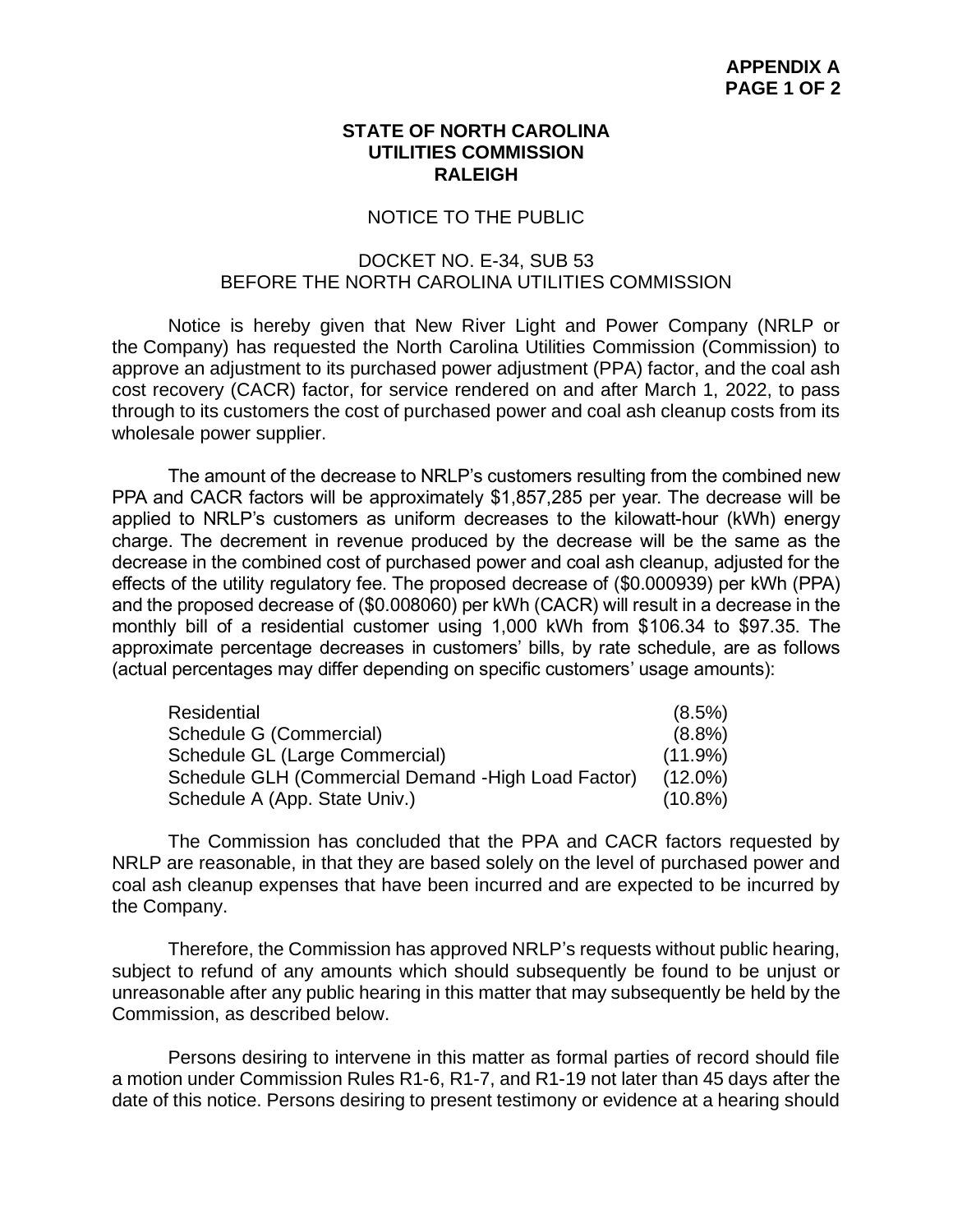**APPENDIX A**

**STATE OF NORTH CAROLINA**
**UTILITIES COMMISSION**
**RALEIGH**

NOTICE TO THE PUBLIC

DOCKET NO. E-34, SUB 53
BEFORE THE NORTH CAROLINA UTILITIES COMMISSION

Notice is hereby given that New River Light and Power Company (NRLP or the Company) has requested the North Carolina Utilities Commission (Commission) to approve an adjustment to its purchased power adjustment (PPA) factor, and the coal ash cost recovery (CACR) factor, for service rendered on and after March 1, 2022, to pass through to its customers the cost of purchased power and coal ash cleanup costs from its wholesale power supplier.

The amount of the decrease to NRLP's customers resulting from the combined new PPA and CACR factors will be approximately $1,857,285 per year. The decrease will be applied to NRLP's customers as uniform decreases to the kilowatt-hour (kWh) energy charge. The decrement in revenue produced by the decrease will be the same as the decrease in the combined cost of purchased power and coal ash cleanup, adjusted for the effects of the utility regulatory fee. The proposed decrease of ($0.000939) per kWh (PPA) and the proposed decrease of ($0.008060) per kWh (CACR) will result in a decrease in the monthly bill of a residential customer using 1,000 kWh from $106.34 to $97.35. The approximate percentage decreases in customers' bills, by rate schedule, are as follows (actual percentages may differ depending on specific customers' usage amounts):

| | |
|---|---|
| Residential | (8.5%) |
| Schedule G (Commercial) | (8.8%) |
| Schedule GL (Large Commercial) | (11.9%) |
| Schedule GLH (Commercial Demand -High Load Factor) | (12.0%) |
| Schedule A (App. State Univ.) | (10.8%) |

The Commission has concluded that the PPA and CACR factors requested by NRLP are reasonable, in that they are based solely on the level of purchased power and coal ash cleanup expenses that have been incurred and are expected to be incurred by the Company.

Therefore, the Commission has approved NRLP's requests without public hearing, subject to refund of any amounts which should subsequently be found to be unjust or unreasonable after any public hearing in this matter that may subsequently be held by the Commission, as described below.

Persons desiring to intervene in this matter as formal parties of record should file a motion under Commission Rules R1-6, R1-7, and R1-19 not later than 45 days after the date of this notice. Persons desiring to present testimony or evidence at a hearing should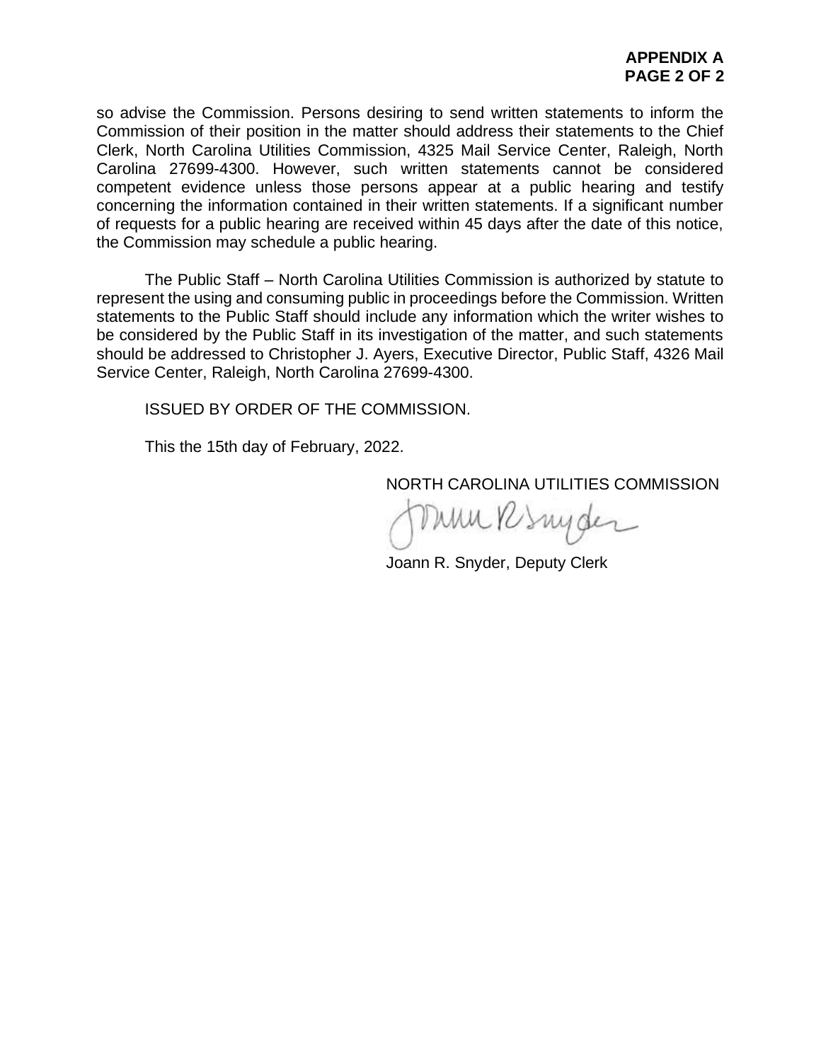so advise the Commission. Persons desiring to send written statements to inform the Commission of their position in the matter should address their statements to the Chief Clerk, North Carolina Utilities Commission, 4325 Mail Service Center, Raleigh, North Carolina 27699-4300. However, such written statements cannot be considered competent evidence unless those persons appear at a public hearing and testify concerning the information contained in their written statements. If a significant number of requests for a public hearing are received within 45 days after the date of this notice, the Commission may schedule a public hearing.

The Public Staff – North Carolina Utilities Commission is authorized by statute to represent the using and consuming public in proceedings before the Commission. Written statements to the Public Staff should include any information which the writer wishes to be considered by the Public Staff in its investigation of the matter, and such statements should be addressed to Christopher J. Ayers, Executive Director, Public Staff, 4326 Mail Service Center, Raleigh, North Carolina 27699-4300.

ISSUED BY ORDER OF THE COMMISSION.

This the 15th day of February, 2022.

NORTH CAROLINA UTILITIES COMMISSION

Joann R. Snyder, Deputy Clerk